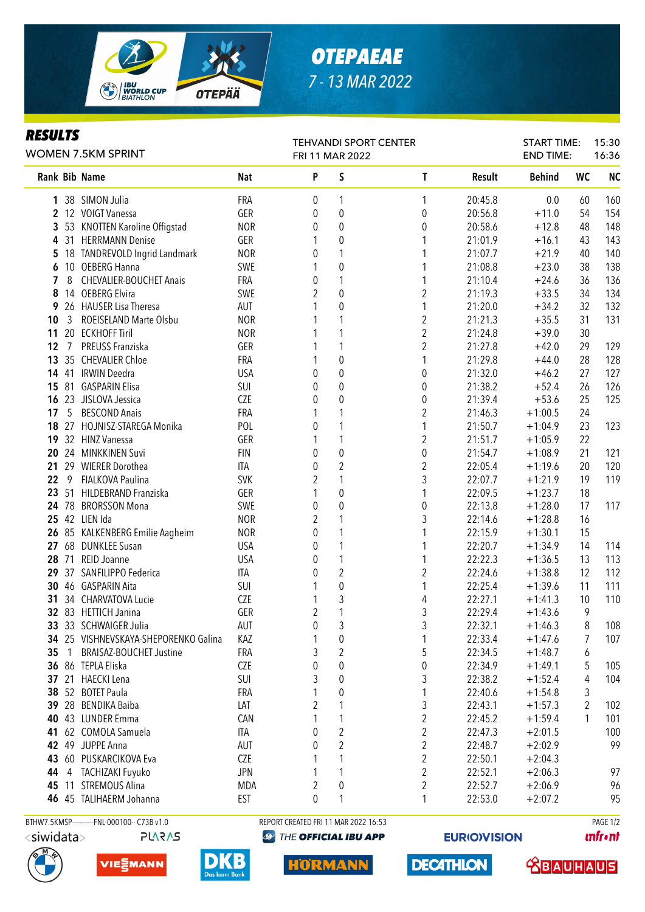# OTEPAEAE

7 - 13 MAR 2022

## RESULTS

WOMEN 7.5KM SPRINT

TEHVANDI SPORT CENTER
FRI 11 MAR 2022

START TIME: 15:30
END TIME: 16:36

| Rank | Bib | Name | Nat | P | S | T | Result | Behind | WC | NC |
|---|---|---|---|---|---|---|---|---|---|---|
| 1 | 38 | SIMON Julia | FRA | 0 | 1 | 1 | 20:45.8 | 0.0 | 60 | 160 |
| 2 | 12 | VOIGT Vanessa | GER | 0 | 0 | 0 | 20:56.8 | +11.0 | 54 | 154 |
| 3 | 53 | KNOTTEN Karoline Offigstad | NOR | 0 | 0 | 0 | 20:58.6 | +12.8 | 48 | 148 |
| 4 | 31 | HERRMANN Denise | GER | 1 | 0 | 1 | 21:01.9 | +16.1 | 43 | 143 |
| 5 | 18 | TANDREVOLD Ingrid Landmark | NOR | 0 | 1 | 1 | 21:07.7 | +21.9 | 40 | 140 |
| 6 | 10 | OEBERG Hanna | SWE | 1 | 0 | 1 | 21:08.8 | +23.0 | 38 | 138 |
| 7 | 8 | CHEVALIER-BOUCHET Anais | FRA | 0 | 1 | 1 | 21:10.4 | +24.6 | 36 | 136 |
| 8 | 14 | OEBERG Elvira | SWE | 2 | 0 | 2 | 21:19.3 | +33.5 | 34 | 134 |
| 9 | 26 | HAUSER Lisa Theresa | AUT | 1 | 0 | 1 | 21:20.0 | +34.2 | 32 | 132 |
| 10 | 3 | ROEISELAND Marte Olsbu | NOR | 1 | 1 | 2 | 21:21.3 | +35.5 | 31 | 131 |
| 11 | 20 | ECKHOFF Tiril | NOR | 1 | 1 | 2 | 21:24.8 | +39.0 | 30 | |
| 12 | 7 | PREUSS Franziska | GER | 1 | 1 | 2 | 21:27.8 | +42.0 | 29 | 129 |
| 13 | 35 | CHEVALIER Chloe | FRA | 1 | 0 | 1 | 21:29.8 | +44.0 | 28 | 128 |
| 14 | 41 | IRWIN Deedra | USA | 0 | 0 | 0 | 21:32.0 | +46.2 | 27 | 127 |
| 15 | 81 | GASPARIN Elisa | SUI | 0 | 0 | 0 | 21:38.2 | +52.4 | 26 | 126 |
| 16 | 23 | JISLOVA Jessica | CZE | 0 | 0 | 0 | 21:39.4 | +53.6 | 25 | 125 |
| 17 | 5 | BESCOND Anais | FRA | 1 | 1 | 2 | 21:46.3 | +1:00.5 | 24 | |
| 18 | 27 | HOJNISZ-STAREGA Monika | POL | 0 | 1 | 1 | 21:50.7 | +1:04.9 | 23 | 123 |
| 19 | 32 | HINZ Vanessa | GER | 1 | 1 | 2 | 21:51.7 | +1:05.9 | 22 | |
| 20 | 24 | MINKKINEN Suvi | FIN | 0 | 0 | 0 | 21:54.7 | +1:08.9 | 21 | 121 |
| 21 | 29 | WIERER Dorothea | ITA | 0 | 2 | 2 | 22:05.4 | +1:19.6 | 20 | 120 |
| 22 | 9 | FIALKOVA Paulina | SVK | 2 | 1 | 3 | 22:07.7 | +1:21.9 | 19 | 119 |
| 23 | 51 | HILDEBRAND Franziska | GER | 1 | 0 | 1 | 22:09.5 | +1:23.7 | 18 | |
| 24 | 78 | BRORSSON Mona | SWE | 0 | 0 | 0 | 22:13.8 | +1:28.0 | 17 | 117 |
| 25 | 42 | LIEN Ida | NOR | 2 | 1 | 3 | 22:14.6 | +1:28.8 | 16 | |
| 26 | 85 | KALKENBERG Emilie Aagheim | NOR | 0 | 1 | 1 | 22:15.9 | +1:30.1 | 15 | |
| 27 | 68 | DUNKLEE Susan | USA | 0 | 1 | 1 | 22:20.7 | +1:34.9 | 14 | 114 |
| 28 | 71 | REID Joanne | USA | 0 | 1 | 1 | 22:22.3 | +1:36.5 | 13 | 113 |
| 29 | 37 | SANFILIPPO Federica | ITA | 0 | 2 | 2 | 22:24.6 | +1:38.8 | 12 | 112 |
| 30 | 46 | GASPARIN Aita | SUI | 1 | 0 | 1 | 22:25.4 | +1:39.6 | 11 | 111 |
| 31 | 34 | CHARVATOVA Lucie | CZE | 1 | 3 | 4 | 22:27.1 | +1:41.3 | 10 | 110 |
| 32 | 83 | HETTICH Janina | GER | 2 | 1 | 3 | 22:29.4 | +1:43.6 | 9 | |
| 33 | 33 | SCHWAIGER Julia | AUT | 0 | 3 | 3 | 22:32.1 | +1:46.3 | 8 | 108 |
| 34 | 25 | VISHNEVSKAYA-SHEPORENKO Galina | KAZ | 1 | 0 | 1 | 22:33.4 | +1:47.6 | 7 | 107 |
| 35 | 1 | BRAISAZ-BOUCHET Justine | FRA | 3 | 2 | 5 | 22:34.5 | +1:48.7 | 6 | |
| 36 | 86 | TEPLA Eliska | CZE | 0 | 0 | 0 | 22:34.9 | +1:49.1 | 5 | 105 |
| 37 | 21 | HAECKI Lena | SUI | 3 | 0 | 3 | 22:38.2 | +1:52.4 | 4 | 104 |
| 38 | 52 | BOTET Paula | FRA | 1 | 0 | 1 | 22:40.6 | +1:54.8 | 3 | |
| 39 | 28 | BENDIKA Baiba | LAT | 2 | 1 | 3 | 22:43.1 | +1:57.3 | 2 | 102 |
| 40 | 43 | LUNDER Emma | CAN | 1 | 1 | 2 | 22:45.2 | +1:59.4 | 1 | 101 |
| 41 | 62 | COMOLA Samuela | ITA | 0 | 2 | 2 | 22:47.3 | +2:01.5 | | 100 |
| 42 | 49 | JUPPE Anna | AUT | 0 | 2 | 2 | 22:48.7 | +2:02.9 | | 99 |
| 43 | 60 | PUSKARCIKOVA Eva | CZE | 1 | 1 | 2 | 22:50.1 | +2:04.3 | | |
| 44 | 4 | TACHIZAKI Fuyuko | JPN | 1 | 1 | 2 | 22:52.1 | +2:06.3 | | 97 |
| 45 | 11 | STREMOUS Alina | MDA | 2 | 0 | 2 | 22:52.7 | +2:06.9 | | 96 |
| 46 | 45 | TALIHAERM Johanna | EST | 0 | 1 | 1 | 22:53.0 | +2:07.2 | | 95 |

BTHW7.5KMSP-----------FNL-000100-- C73B v1.0 REPORT CREATED FRI 11 MAR 2022 16:53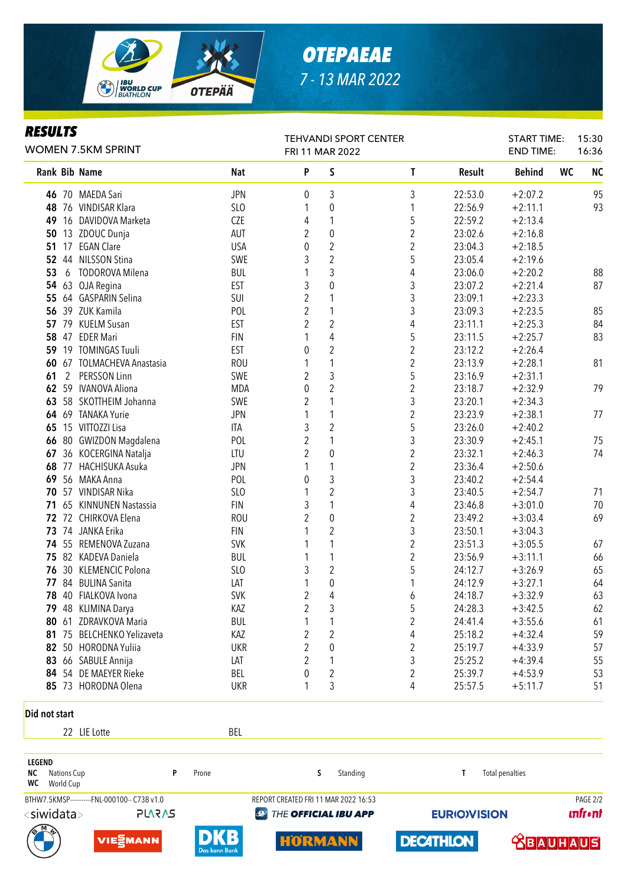# OTEPAEAE

7 - 13 MAR 2022

## RESULTS

WOMEN 7.5KM SPRINT

TEHVANDI SPORT CENTER
FRI 11 MAR 2022

START TIME: 15:30
END TIME: 16:36

| Rank | Bib | Name | Nat | P | S | T | Result | Behind | WC | NC |
|---|---|---|---|---|---|---|---|---|---|---|
| 46 | 70 | MAEDA Sari | JPN | 0 | 3 | 3 | 22:53.0 | +2:07.2 | | 95 |
| 48 | 76 | VINDISAR Klara | SLO | 1 | 0 | 1 | 22:56.9 | +2:11.1 | | 93 |
| 49 | 16 | DAVIDOVA Marketa | CZE | 4 | 1 | 5 | 22:59.2 | +2:13.4 | | |
| 50 | 13 | ZDOUC Dunja | AUT | 2 | 0 | 2 | 23:02.6 | +2:16.8 | | |
| 51 | 17 | EGAN Clare | USA | 0 | 2 | 2 | 23:04.3 | +2:18.5 | | |
| 52 | 44 | NILSSON Stina | SWE | 3 | 2 | 5 | 23:05.4 | +2:19.6 | | |
| 53 | 6 | TODOROVA Milena | BUL | 1 | 3 | 4 | 23:06.0 | +2:20.2 | | 88 |
| 54 | 63 | OJA Regina | EST | 3 | 0 | 3 | 23:07.2 | +2:21.4 | | 87 |
| 55 | 64 | GASPARIN Selina | SUI | 2 | 1 | 3 | 23:09.1 | +2:23.3 | | |
| 56 | 39 | ZUK Kamila | POL | 2 | 1 | 3 | 23:09.3 | +2:23.5 | | 85 |
| 57 | 79 | KUELM Susan | EST | 2 | 2 | 4 | 23:11.1 | +2:25.3 | | 84 |
| 58 | 47 | EDER Mari | FIN | 1 | 4 | 5 | 23:11.5 | +2:25.7 | | 83 |
| 59 | 19 | TOMINGAS Tuuli | EST | 0 | 2 | 2 | 23:12.2 | +2:26.4 | | |
| 60 | 67 | TOLMACHEVA Anastasia | ROU | 1 | 1 | 2 | 23:13.9 | +2:28.1 | | 81 |
| 61 | 2 | PERSSON Linn | SWE | 2 | 3 | 5 | 23:16.9 | +2:31.1 | | |
| 62 | 59 | IVANOVA Aliona | MDA | 0 | 2 | 2 | 23:18.7 | +2:32.9 | | 79 |
| 63 | 58 | SKOTTHEIM Johanna | SWE | 2 | 1 | 3 | 23:20.1 | +2:34.3 | | |
| 64 | 69 | TANAKA Yurie | JPN | 1 | 1 | 2 | 23:23.9 | +2:38.1 | | 77 |
| 65 | 15 | VITTOZZI Lisa | ITA | 3 | 2 | 5 | 23:26.0 | +2:40.2 | | |
| 66 | 80 | GWIZDON Magdalena | POL | 2 | 1 | 3 | 23:30.9 | +2:45.1 | | 75 |
| 67 | 36 | KOCERGINA Natalja | LTU | 2 | 0 | 2 | 23:32.1 | +2:46.3 | | 74 |
| 68 | 77 | HACHISUKA Asuka | JPN | 1 | 1 | 2 | 23:36.4 | +2:50.6 | | |
| 69 | 56 | MAKA Anna | POL | 0 | 3 | 3 | 23:40.2 | +2:54.4 | | |
| 70 | 57 | VINDISAR Nika | SLO | 1 | 2 | 3 | 23:40.5 | +2:54.7 | | 71 |
| 71 | 65 | KINNUNEN Nastassia | FIN | 3 | 1 | 4 | 23:46.8 | +3:01.0 | | 70 |
| 72 | 72 | CHIRKOVA Elena | ROU | 2 | 0 | 2 | 23:49.2 | +3:03.4 | | 69 |
| 73 | 74 | JANKA Erika | FIN | 1 | 2 | 3 | 23:50.1 | +3:04.3 | | |
| 74 | 55 | REMENOVA Zuzana | SVK | 1 | 1 | 2 | 23:51.3 | +3:05.5 | | 67 |
| 75 | 82 | KADEVA Daniela | BUL | 1 | 1 | 2 | 23:56.9 | +3:11.1 | | 66 |
| 76 | 30 | KLEMENCIC Polona | SLO | 3 | 2 | 5 | 24:12.7 | +3:26.9 | | 65 |
| 77 | 84 | BULINA Sanita | LAT | 1 | 0 | 1 | 24:12.9 | +3:27.1 | | 64 |
| 78 | 40 | FIALKOVA Ivona | SVK | 2 | 4 | 6 | 24:18.7 | +3:32.9 | | 63 |
| 79 | 48 | KLIMINA Darya | KAZ | 2 | 3 | 5 | 24:28.3 | +3:42.5 | | 62 |
| 80 | 61 | ZDRAVKOVA Maria | BUL | 1 | 1 | 2 | 24:41.4 | +3:55.6 | | 61 |
| 81 | 75 | BELCHENKO Yelizaveta | KAZ | 2 | 2 | 4 | 25:18.2 | +4:32.4 | | 59 |
| 82 | 50 | HORODNA Yuliia | UKR | 2 | 0 | 2 | 25:19.7 | +4:33.9 | | 57 |
| 83 | 66 | SABULE Annija | LAT | 2 | 1 | 3 | 25:25.2 | +4:39.4 | | 55 |
| 84 | 54 | DE MAEYER Rieke | BEL | 0 | 2 | 2 | 25:39.7 | +4:53.9 | | 53 |
| 85 | 73 | HORODNA Olena | UKR | 1 | 3 | 4 | 25:57.5 | +5:11.7 | | 51 |

**Did not start**

| Bib | Name | Nat |
|---|---|---|
| 22 | LIE Lotte | BEL |

**LEGEND**
NC Nations Cup · WC World Cup · P Prone · S Standing · T Total penalties

BTHW7.5KMSP----------FNL-000100-- C73B v1.0 · REPORT CREATED FRI 11 MAR 2022 16:53